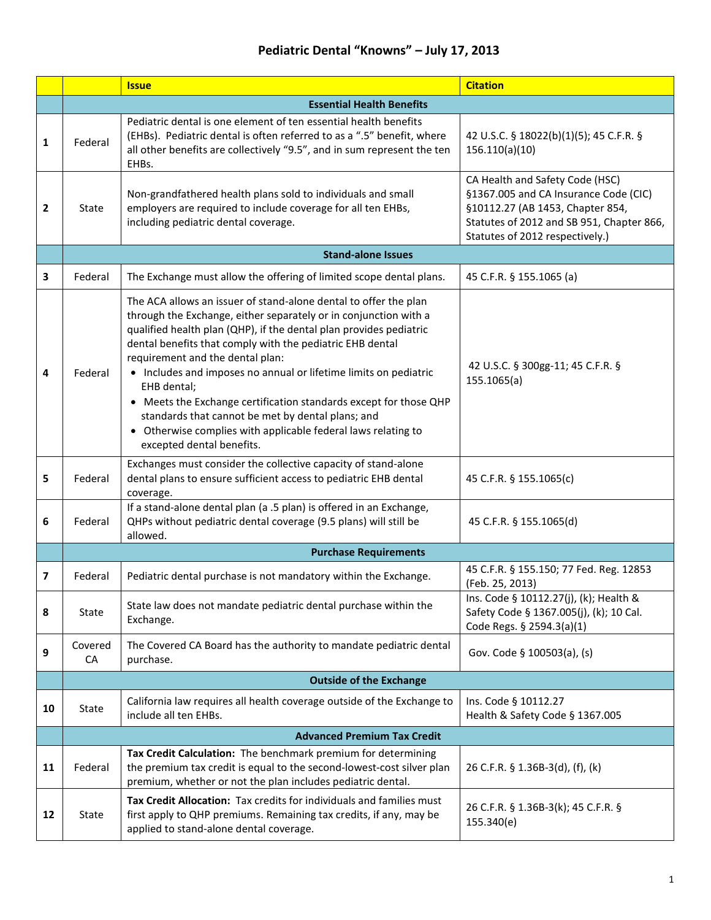# Pediatric Dental "Knowns" – July 17, 2013

| | | Issue | Citation |
|---|---|---|---|
| | | **Essential Health Benefits** | |
| 1 | Federal | Pediatric dental is one element of ten essential health benefits (EHBs). Pediatric dental is often referred to as a ".5" benefit, where all other benefits are collectively "9.5", and in sum represent the ten EHBs. | 42 U.S.C. § 18022(b)(1)(5); 45 C.F.R. § 156.110(a)(10) |
| 2 | State | Non-grandfathered health plans sold to individuals and small employers are required to include coverage for all ten EHBs, including pediatric dental coverage. | CA Health and Safety Code (HSC) §1367.005 and CA Insurance Code (CIC) §10112.27 (AB 1453, Chapter 854, Statutes of 2012 and SB 951, Chapter 866, Statutes of 2012 respectively.) |
| | | **Stand-alone Issues** | |
| 3 | Federal | The Exchange must allow the offering of limited scope dental plans. | 45 C.F.R. § 155.1065 (a) |
| 4 | Federal | The ACA allows an issuer of stand-alone dental to offer the plan through the Exchange, either separately or in conjunction with a qualified health plan (QHP), if the dental plan provides pediatric dental benefits that comply with the pediatric EHB dental requirement and the dental plan:<br>• Includes and imposes no annual or lifetime limits on pediatric EHB dental;<br>• Meets the Exchange certification standards except for those QHP standards that cannot be met by dental plans; and<br>• Otherwise complies with applicable federal laws relating to excepted dental benefits. | 42 U.S.C. § 300gg-11; 45 C.F.R. § 155.1065(a) |
| 5 | Federal | Exchanges must consider the collective capacity of stand-alone dental plans to ensure sufficient access to pediatric EHB dental coverage. | 45 C.F.R. § 155.1065(c) |
| 6 | Federal | If a stand-alone dental plan (a .5 plan) is offered in an Exchange, QHPs without pediatric dental coverage (9.5 plans) will still be allowed. | 45 C.F.R. § 155.1065(d) |
| | | **Purchase Requirements** | |
| 7 | Federal | Pediatric dental purchase is not mandatory within the Exchange. | 45 C.F.R. § 155.150; 77 Fed. Reg. 12853 (Feb. 25, 2013) |
| 8 | State | State law does not mandate pediatric dental purchase within the Exchange. | Ins. Code § 10112.27(j), (k); Health & Safety Code § 1367.005(j), (k); 10 Cal. Code Regs. § 2594.3(a)(1) |
| 9 | Covered CA | The Covered CA Board has the authority to mandate pediatric dental purchase. | Gov. Code § 100503(a), (s) |
| | | **Outside of the Exchange** | |
| 10 | State | California law requires all health coverage outside of the Exchange to include all ten EHBs. | Ins. Code § 10112.27<br>Health & Safety Code § 1367.005 |
| | | **Advanced Premium Tax Credit** | |
| 11 | Federal | **Tax Credit Calculation:** The benchmark premium for determining the premium tax credit is equal to the second-lowest-cost silver plan premium, whether or not the plan includes pediatric dental. | 26 C.F.R. § 1.36B-3(d), (f), (k) |
| 12 | State | **Tax Credit Allocation:** Tax credits for individuals and families must first apply to QHP premiums. Remaining tax credits, if any, may be applied to stand-alone dental coverage. | 26 C.F.R. § 1.36B-3(k); 45 C.F.R. § 155.340(e) |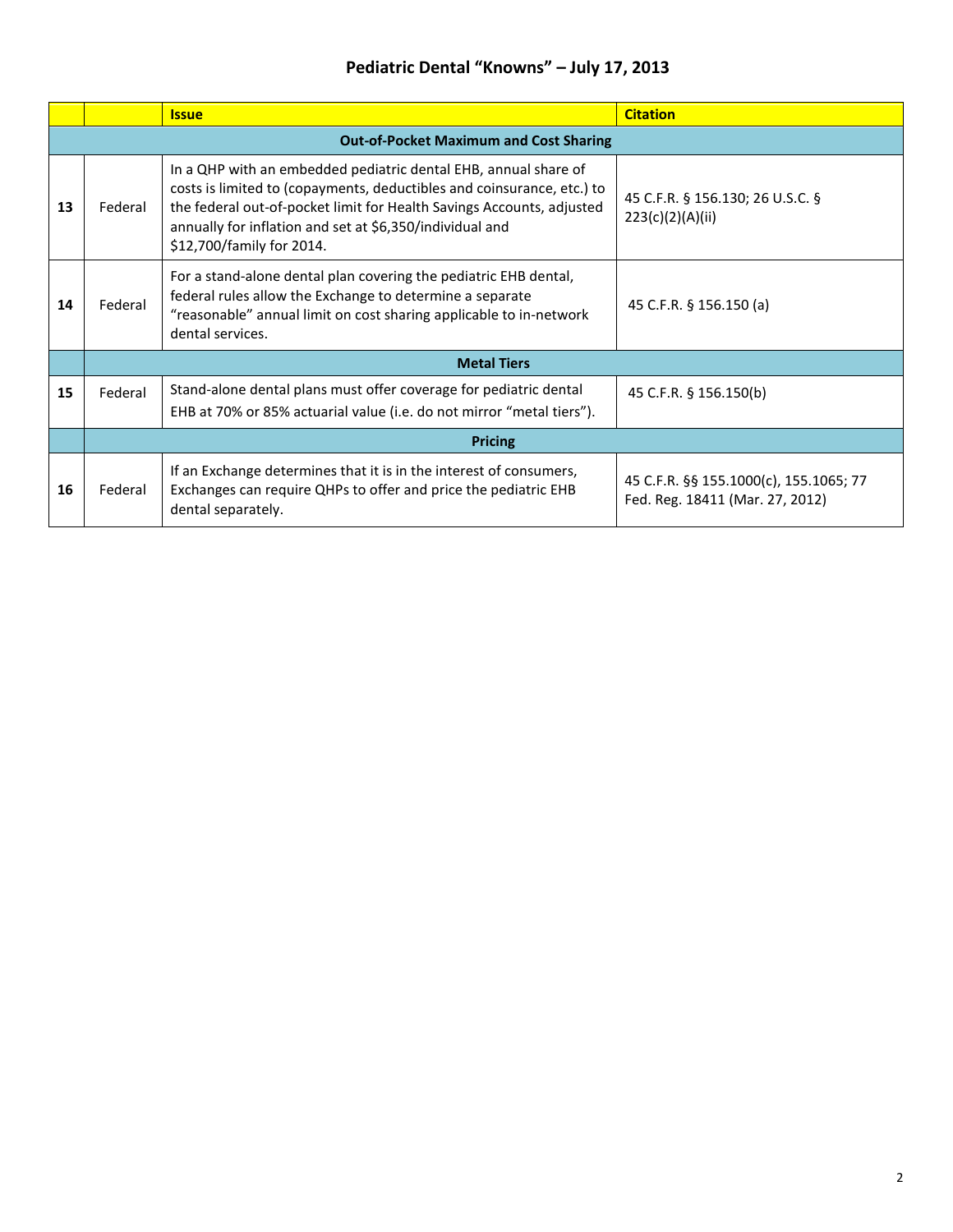## Pediatric Dental "Knowns" – July 17, 2013

| | | Issue | Citation |
|---|---|---|---|
| | | **Out-of-Pocket Maximum and Cost Sharing** | |
| **13** | Federal | In a QHP with an embedded pediatric dental EHB, annual share of costs is limited to (copayments, deductibles and coinsurance, etc.) to the federal out-of-pocket limit for Health Savings Accounts, adjusted annually for inflation and set at $6,350/individual and $12,700/family for 2014. | 45 C.F.R. § 156.130; 26 U.S.C. § 223(c)(2)(A)(ii) |
| **14** | Federal | For a stand-alone dental plan covering the pediatric EHB dental, federal rules allow the Exchange to determine a separate "reasonable" annual limit on cost sharing applicable to in-network dental services. | 45 C.F.R. § 156.150 (a) |
| | | **Metal Tiers** | |
| **15** | Federal | Stand-alone dental plans must offer coverage for pediatric dental EHB at 70% or 85% actuarial value (i.e. do not mirror "metal tiers"). | 45 C.F.R. § 156.150(b) |
| | | **Pricing** | |
| **16** | Federal | If an Exchange determines that it is in the interest of consumers, Exchanges can require QHPs to offer and price the pediatric EHB dental separately. | 45 C.F.R. §§ 155.1000(c), 155.1065; 77 Fed. Reg. 18411 (Mar. 27, 2012) |